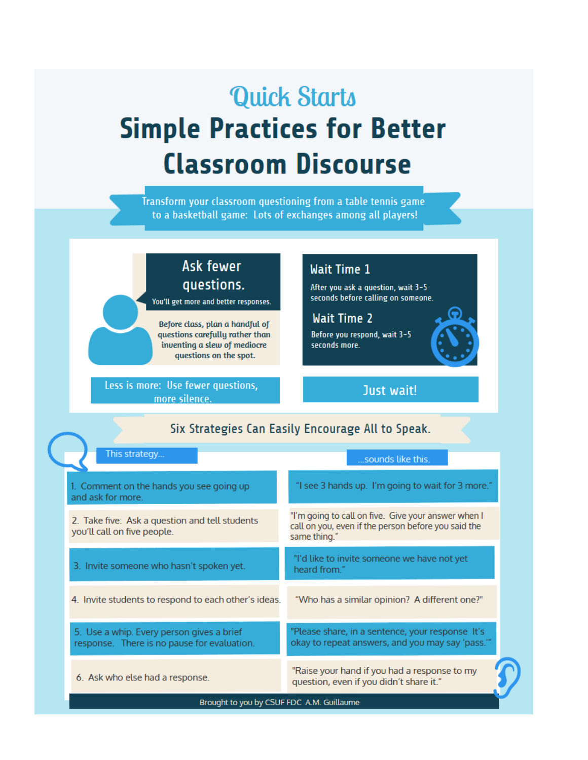# Quick Starts

# Simple Practices for Better Classroom Discourse

Transform your classroom questioning from a table tennis game to a basketball game: Lots of exchanges among all players!

## Ask fewer questions.

You'll get more and better responses.

Before class, plan a handful of questions carefully rather than inventing a slew of mediocre questions on the spot.

**Less is more: Use fewer questions, more silence.**

## Wait Time 1

After you ask a question, wait 3-5 seconds before calling on someone.

## Wait Time 2

Before you respond, wait 3-5 seconds more.

**Just wait!**

## Six Strategies Can Easily Encourage All to Speak.

| This strategy... | ...sounds like this. |
|---|---|
| 1. Comment on the hands you see going up and ask for more. | "I see 3 hands up. I'm going to wait for 3 more." |
| 2. Take five: Ask a question and tell students you'll call on five people. | "I'm going to call on five. Give your answer when I call on you, even if the person before you said the same thing." |
| 3. Invite someone who hasn't spoken yet. | "I'd like to invite someone we have not yet heard from." |
| 4. Invite students to respond to each other's ideas. | "Who has a similar opinion? A different one?" |
| 5. Use a whip. Every person gives a brief response. There is no pause for evaluation. | "Please share, in a sentence, your response It's okay to repeat answers, and you may say 'pass.'" |
| 6. Ask who else had a response. | "Raise your hand if you had a response to my question, even if you didn't share it." |

Brought to you by CSUF FDC A.M. Guillaume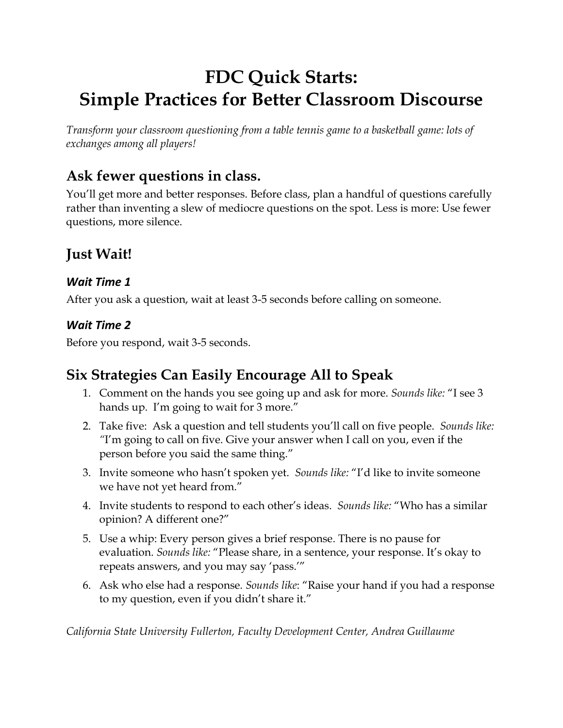# FDC Quick Starts: Simple Practices for Better Classroom Discourse

*Transform your classroom questioning from a table tennis game to a basketball game: lots of exchanges among all players!*

## Ask fewer questions in class.

You'll get more and better responses. Before class, plan a handful of questions carefully rather than inventing a slew of mediocre questions on the spot. Less is more: Use fewer questions, more silence.

## Just Wait!

### *Wait Time 1*

After you ask a question, wait at least 3-5 seconds before calling on someone.

### *Wait Time 2*

Before you respond, wait 3-5 seconds.

## Six Strategies Can Easily Encourage All to Speak

1. Comment on the hands you see going up and ask for more. *Sounds like:* "I see 3 hands up. I'm going to wait for 3 more."
2. Take five: Ask a question and tell students you'll call on five people. *Sounds like:* "I'm going to call on five. Give your answer when I call on you, even if the person before you said the same thing."
3. Invite someone who hasn't spoken yet. *Sounds like:* "I'd like to invite someone we have not yet heard from."
4. Invite students to respond to each other's ideas. *Sounds like:* "Who has a similar opinion? A different one?"
5. Use a whip: Every person gives a brief response. There is no pause for evaluation. *Sounds like:* "Please share, in a sentence, your response. It's okay to repeats answers, and you may say 'pass.'"
6. Ask who else had a response. *Sounds like*: "Raise your hand if you had a response to my question, even if you didn't share it."

*California State University Fullerton, Faculty Development Center, Andrea Guillaume*